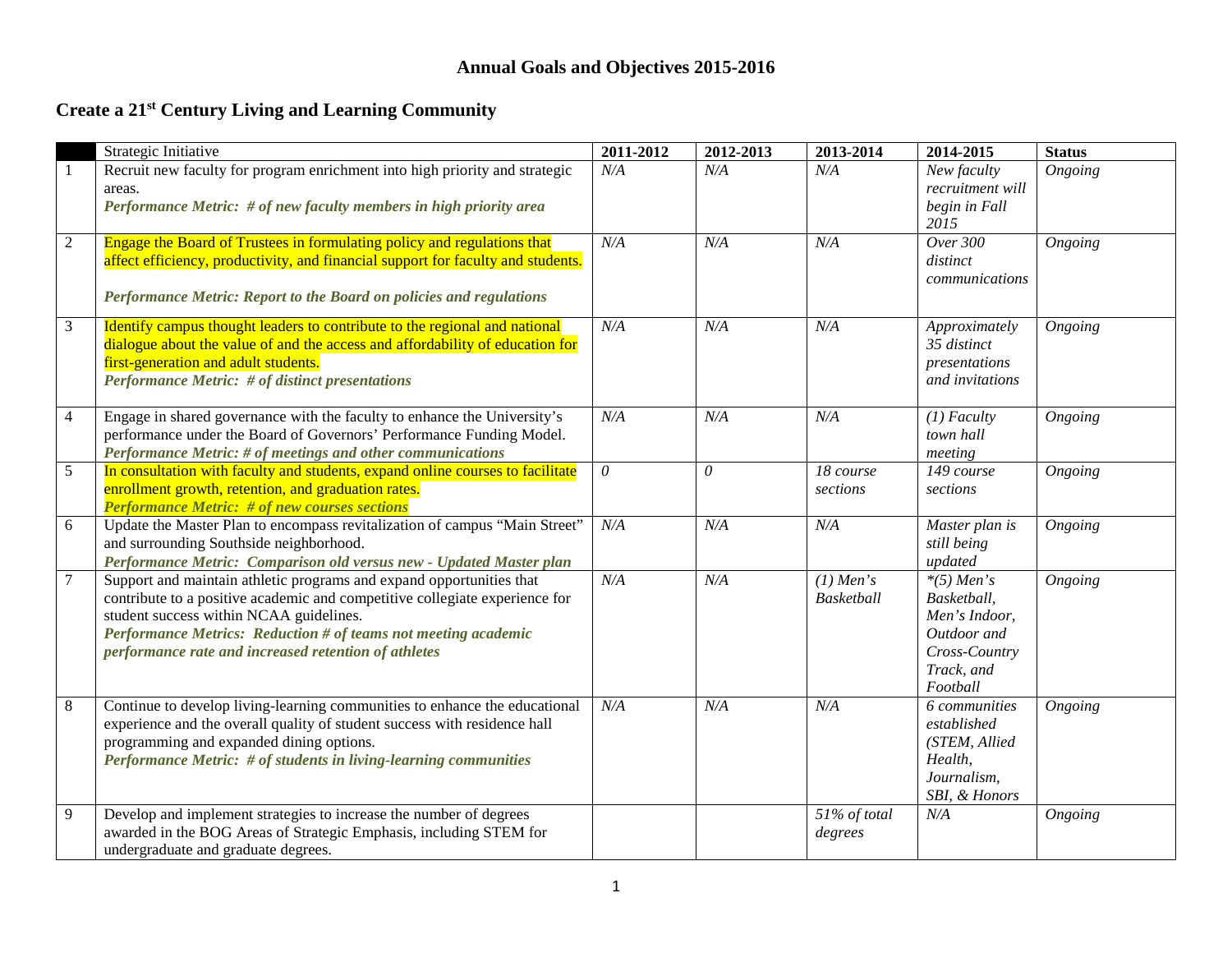# Annual Goals and Objectives 2015-2016

## Create a 21st Century Living and Learning Community

| | Strategic Initiative | 2011-2012 | 2012-2013 | 2013-2014 | 2014-2015 | Status |
|---|---|---|---|---|---|---|
| 1 | Recruit new faculty for program enrichment into high priority and strategic areas.<br>***Performance Metric: # of new faculty members in high priority area*** | *N/A* | *N/A* | *N/A* | *New faculty recruitment will begin in Fall 2015* | *Ongoing* |
| 2 | Engage the Board of Trustees in formulating policy and regulations that affect efficiency, productivity, and financial support for faculty and students.<br>***Performance Metric: Report to the Board on policies and regulations*** | *N/A* | *N/A* | *N/A* | *Over 300 distinct communications* | *Ongoing* |
| 3 | Identify campus thought leaders to contribute to the regional and national dialogue about the value of and the access and affordability of education for first-generation and adult students.<br>***Performance Metric: # of distinct presentations*** | *N/A* | *N/A* | *N/A* | *Approximately 35 distinct presentations and invitations* | *Ongoing* |
| 4 | Engage in shared governance with the faculty to enhance the University's performance under the Board of Governors' Performance Funding Model.<br>***Performance Metric: # of meetings and other communications*** | *N/A* | *N/A* | *N/A* | *(1) Faculty town hall meeting* | *Ongoing* |
| 5 | In consultation with faculty and students, expand online courses to facilitate enrollment growth, retention, and graduation rates.<br>***Performance Metric: # of new courses sections*** | *0* | *0* | *18 course sections* | *149 course sections* | *Ongoing* |
| 6 | Update the Master Plan to encompass revitalization of campus "Main Street" and surrounding Southside neighborhood.<br>***Performance Metric: Comparison old versus new - Updated Master plan*** | *N/A* | *N/A* | *N/A* | *Master plan is still being updated* | *Ongoing* |
| 7 | Support and maintain athletic programs and expand opportunities that contribute to a positive academic and competitive collegiate experience for student success within NCAA guidelines.<br>***Performance Metrics: Reduction # of teams not meeting academic performance rate and increased retention of athletes*** | *N/A* | *N/A* | *(1) Men's Basketball* | *\*(5) Men's Basketball, Men's Indoor, Outdoor and Cross-Country Track, and Football* | *Ongoing* |
| 8 | Continue to develop living-learning communities to enhance the educational experience and the overall quality of student success with residence hall programming and expanded dining options.<br>***Performance Metric: # of students in living-learning communities*** | *N/A* | *N/A* | *N/A* | *6 communities established (STEM, Allied Health, Journalism, SBI, & Honors* | *Ongoing* |
| 9 | Develop and implement strategies to increase the number of degrees awarded in the BOG Areas of Strategic Emphasis, including STEM for undergraduate and graduate degrees. | | | *51% of total degrees* | *N/A* | *Ongoing* |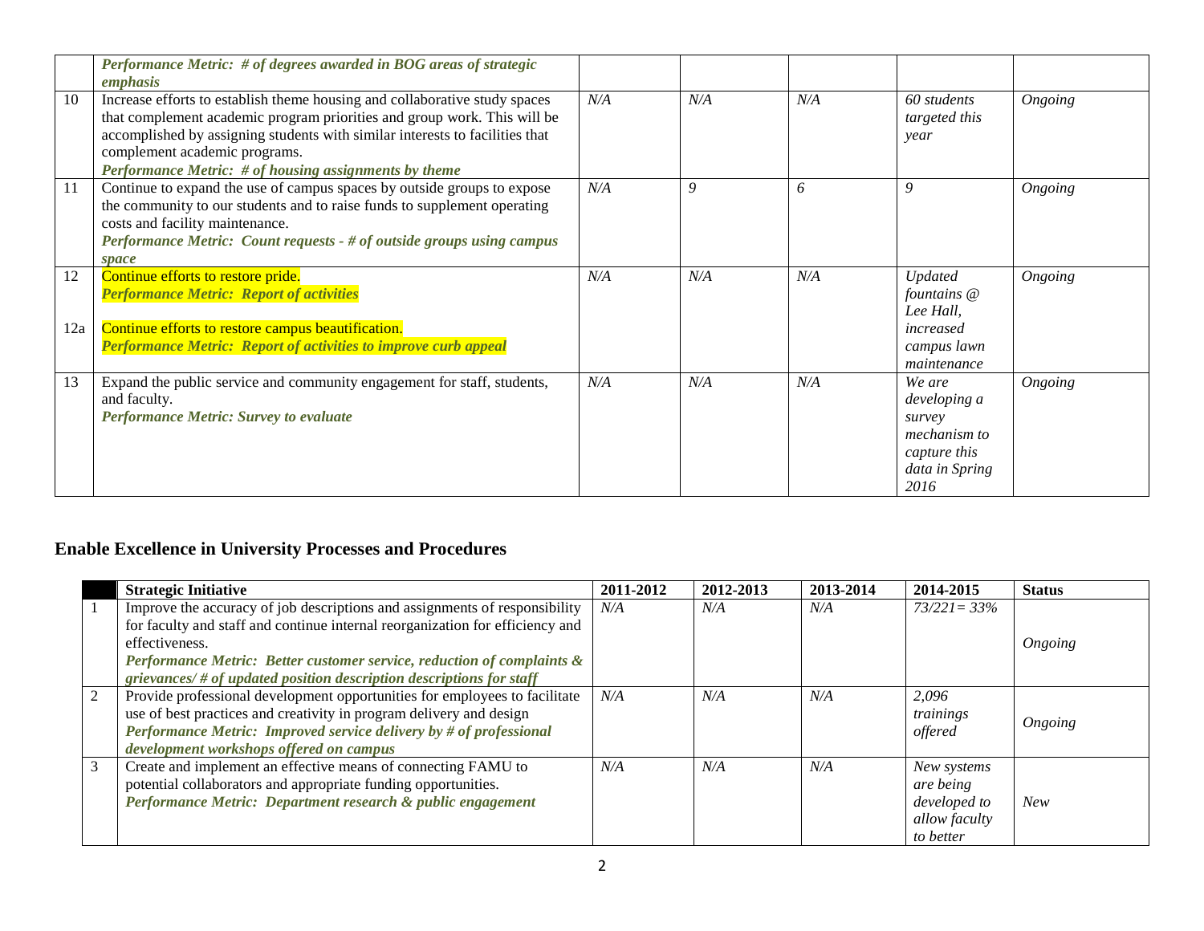| | | | | | | |
|---|---|---|---|---|---|---|
| | ***Performance Metric: # of degrees awarded in BOG areas of strategic emphasis*** | | | | | |
| 10 | Increase efforts to establish theme housing and collaborative study spaces that complement academic program priorities and group work. This will be accomplished by assigning students with similar interests to facilities that complement academic programs. ***Performance Metric: # of housing assignments by theme*** | *N/A* | *N/A* | *N/A* | *60 students targeted this year* | *Ongoing* |
| 11 | Continue to expand the use of campus spaces by outside groups to expose the community to our students and to raise funds to supplement operating costs and facility maintenance. ***Performance Metric: Count requests - # of outside groups using campus space*** | *N/A* | *9* | *6* | *9* | *Ongoing* |
| 12<br><br>12a | Continue efforts to restore pride. ***Performance Metric: Report of activities***<br><br>Continue efforts to restore campus beautification. ***Performance Metric: Report of activities to improve curb appeal*** | *N/A* | *N/A* | *N/A* | *Updated fountains @ Lee Hall, increased campus lawn maintenance* | *Ongoing* |
| 13 | Expand the public service and community engagement for staff, students, and faculty. ***Performance Metric: Survey to evaluate*** | *N/A* | *N/A* | *N/A* | *We are developing a survey mechanism to capture this data in Spring 2016* | *Ongoing* |

## Enable Excellence in University Processes and Procedures

| | Strategic Initiative | 2011-2012 | 2012-2013 | 2013-2014 | 2014-2015 | Status |
|---|---|---|---|---|---|---|
| 1 | Improve the accuracy of job descriptions and assignments of responsibility for faculty and staff and continue internal reorganization for efficiency and effectiveness. ***Performance Metric: Better customer service, reduction of complaints & grievances/ # of updated position description descriptions for staff*** | *N/A* | *N/A* | *N/A* | *73/221= 33%* | *Ongoing* |
| 2 | Provide professional development opportunities for employees to facilitate use of best practices and creativity in program delivery and design ***Performance Metric: Improved service delivery by # of professional development workshops offered on campus*** | *N/A* | *N/A* | *N/A* | *2,096 trainings offered* | *Ongoing* |
| 3 | Create and implement an effective means of connecting FAMU to potential collaborators and appropriate funding opportunities. ***Performance Metric: Department research & public engagement*** | *N/A* | *N/A* | *N/A* | *New systems are being developed to allow faculty to better* | *New* |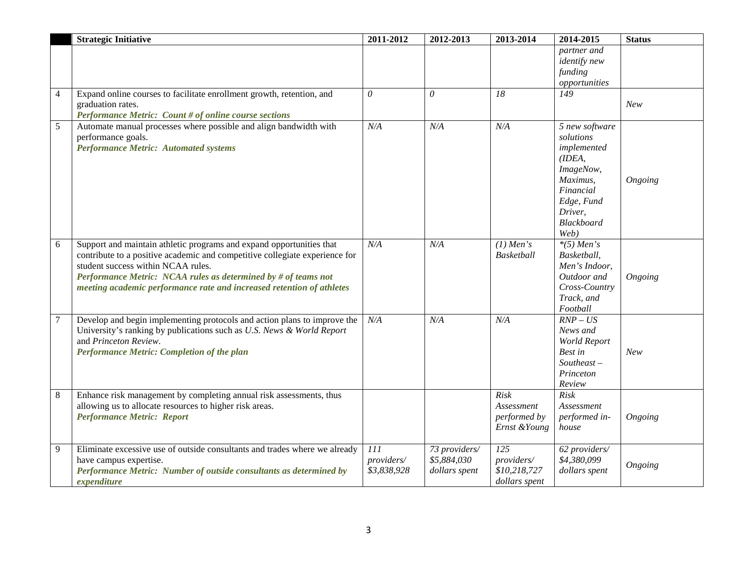| | Strategic Initiative | 2011-2012 | 2012-2013 | 2013-2014 | 2014-2015 | Status |
|---|---|---|---|---|---|---|
| | | | | | *partner and identify new funding opportunities* | |
| 4 | Expand online courses to facilitate enrollment growth, retention, and graduation rates.<br>***Performance Metric: Count # of online course sections*** | *0* | *0* | *18* | *149* | *New* |
| 5 | Automate manual processes where possible and align bandwidth with performance goals.<br>***Performance Metric: Automated systems*** | *N/A* | *N/A* | *N/A* | *5 new software solutions implemented (IDEA, ImageNow, Maximus, Financial Edge, Fund Driver, Blackboard Web)* | *Ongoing* |
| 6 | Support and maintain athletic programs and expand opportunities that contribute to a positive academic and competitive collegiate experience for student success within NCAA rules.<br>***Performance Metric: NCAA rules as determined by # of teams not meeting academic performance rate and increased retention of athletes*** | *N/A* | *N/A* | *(1) Men's Basketball* | **(5) Men's Basketball, Men's Indoor, Outdoor and Cross-Country Track, and Football* | *Ongoing* |
| 7 | Develop and begin implementing protocols and action plans to improve the University's ranking by publications such as *U.S. News & World Report* and *Princeton Review*.<br>***Performance Metric: Completion of the plan*** | *N/A* | *N/A* | *N/A* | *RNP – US News and World Report Best in Southeast – Princeton Review* | *New* |
| 8 | Enhance risk management by completing annual risk assessments, thus allowing us to allocate resources to higher risk areas.<br>***Performance Metric: Report*** | | | *Risk Assessment performed by Ernst &Young* | *Risk Assessment performed in-house* | *Ongoing* |
| 9 | Eliminate excessive use of outside consultants and trades where we already have campus expertise.<br>***Performance Metric: Number of outside consultants as determined by expenditure*** | *111 providers/ $3,838,928* | *73 providers/ $5,884,030 dollars spent* | *125 providers/ $10,218,727 dollars spent* | *62 providers/ $4,380,099 dollars spent* | *Ongoing* |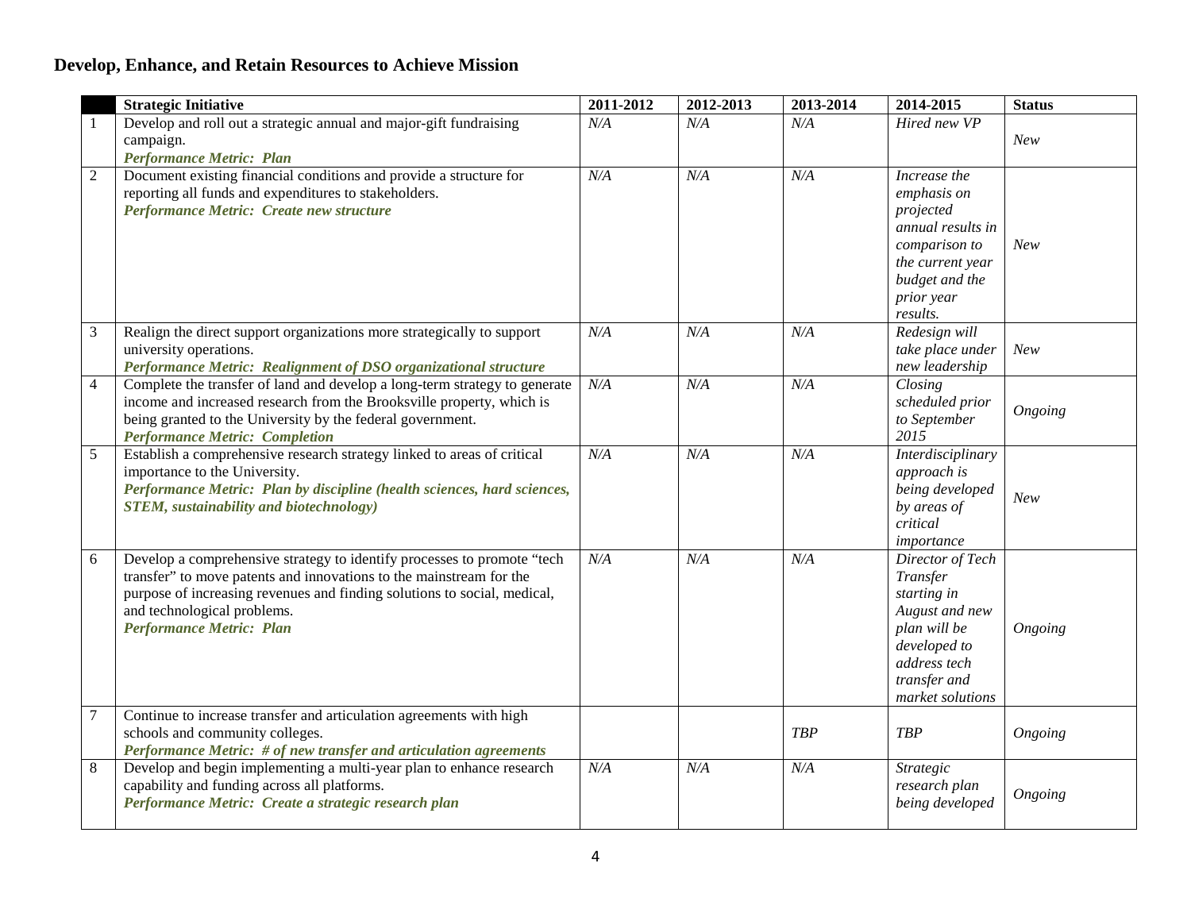## Develop, Enhance, and Retain Resources to Achieve Mission

| | Strategic Initiative | 2011-2012 | 2012-2013 | 2013-2014 | 2014-2015 | Status |
|---|---|---|---|---|---|---|
| 1 | Develop and roll out a strategic annual and major-gift fundraising campaign.<br>***Performance Metric: Plan*** | *N/A* | *N/A* | *N/A* | *Hired new VP* | *New* |
| 2 | Document existing financial conditions and provide a structure for reporting all funds and expenditures to stakeholders.<br>***Performance Metric: Create new structure*** | *N/A* | *N/A* | *N/A* | *Increase the emphasis on projected annual results in comparison to the current year budget and the prior year results.* | *New* |
| 3 | Realign the direct support organizations more strategically to support university operations.<br>***Performance Metric: Realignment of DSO organizational structure*** | *N/A* | *N/A* | *N/A* | *Redesign will take place under new leadership* | *New* |
| 4 | Complete the transfer of land and develop a long-term strategy to generate income and increased research from the Brooksville property, which is being granted to the University by the federal government.<br>***Performance Metric: Completion*** | *N/A* | *N/A* | *N/A* | *Closing scheduled prior to September 2015* | *Ongoing* |
| 5 | Establish a comprehensive research strategy linked to areas of critical importance to the University.<br>***Performance Metric: Plan by discipline (health sciences, hard sciences, STEM, sustainability and biotechnology)*** | *N/A* | *N/A* | *N/A* | *Interdisciplinary approach is being developed by areas of critical importance* | *New* |
| 6 | Develop a comprehensive strategy to identify processes to promote "tech transfer" to move patents and innovations to the mainstream for the purpose of increasing revenues and finding solutions to social, medical, and technological problems.<br>***Performance Metric: Plan*** | *N/A* | *N/A* | *N/A* | *Director of Tech Transfer starting in August and new plan will be developed to address tech transfer and market solutions* | *Ongoing* |
| 7 | Continue to increase transfer and articulation agreements with high schools and community colleges.<br>***Performance Metric: # of new transfer and articulation agreements*** | | | *TBP* | *TBP* | *Ongoing* |
| 8 | Develop and begin implementing a multi-year plan to enhance research capability and funding across all platforms.<br>***Performance Metric: Create a strategic research plan*** | *N/A* | *N/A* | *N/A* | *Strategic research plan being developed* | *Ongoing* |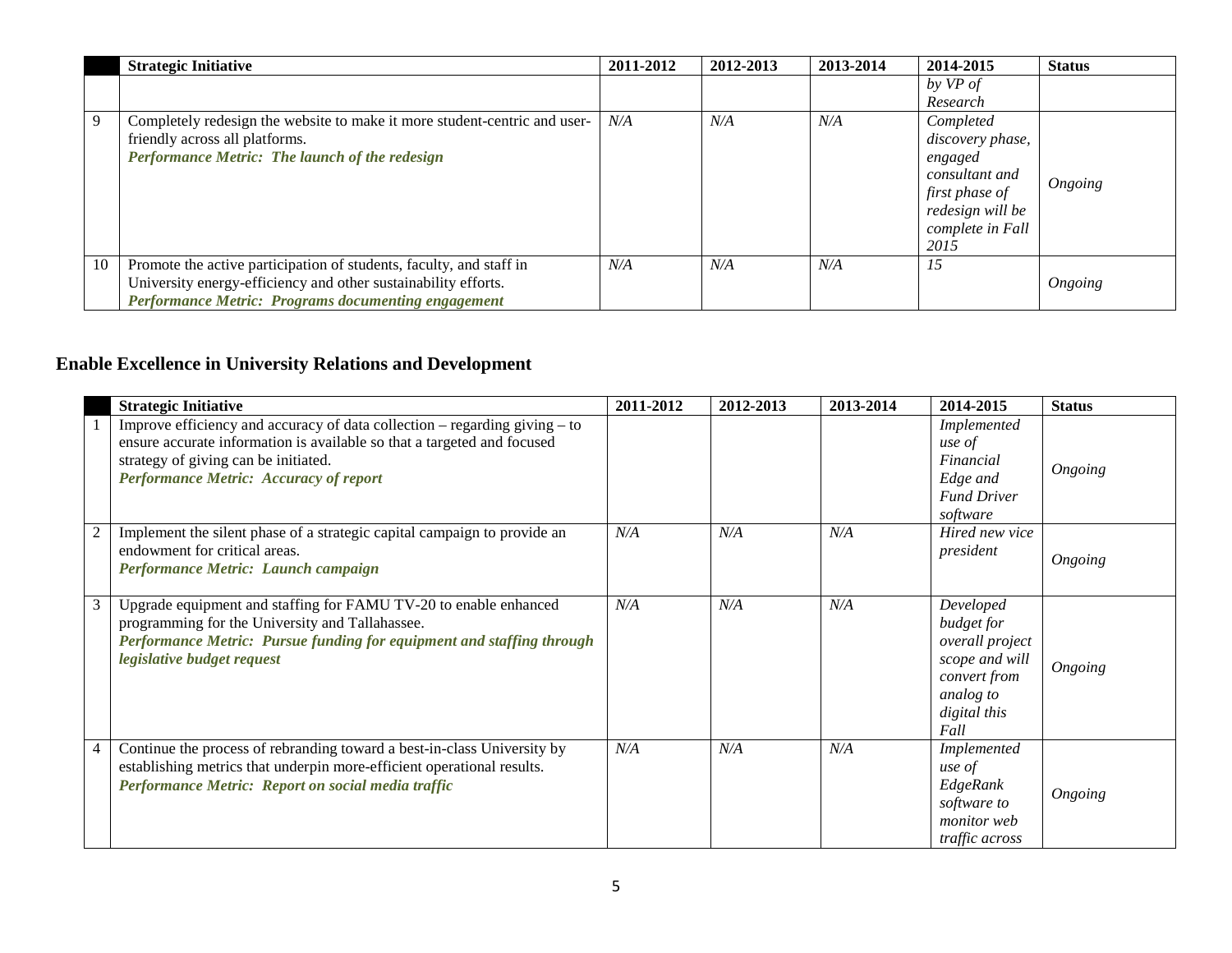| | Strategic Initiative | 2011-2012 | 2012-2013 | 2013-2014 | 2014-2015 | Status |
|---|---|---|---|---|---|---|
| | | | | | *by VP of Research* | |
| 9 | Completely redesign the website to make it more student-centric and user-friendly across all platforms. ***Performance Metric: The launch of the redesign*** | *N/A* | *N/A* | *N/A* | *Completed discovery phase, engaged consultant and first phase of redesign will be complete in Fall 2015* | *Ongoing* |
| 10 | Promote the active participation of students, faculty, and staff in University energy-efficiency and other sustainability efforts. ***Performance Metric: Programs documenting engagement*** | *N/A* | *N/A* | *N/A* | *15* | *Ongoing* |

## Enable Excellence in University Relations and Development

| | Strategic Initiative | 2011-2012 | 2012-2013 | 2013-2014 | 2014-2015 | Status |
|---|---|---|---|---|---|---|
| 1 | Improve efficiency and accuracy of data collection – regarding giving – to ensure accurate information is available so that a targeted and focused strategy of giving can be initiated. ***Performance Metric: Accuracy of report*** | | | | *Implemented use of Financial Edge and Fund Driver software* | *Ongoing* |
| 2 | Implement the silent phase of a strategic capital campaign to provide an endowment for critical areas. ***Performance Metric: Launch campaign*** | *N/A* | *N/A* | *N/A* | *Hired new vice president* | *Ongoing* |
| 3 | Upgrade equipment and staffing for FAMU TV-20 to enable enhanced programming for the University and Tallahassee. ***Performance Metric: Pursue funding for equipment and staffing through legislative budget request*** | *N/A* | *N/A* | *N/A* | *Developed budget for overall project scope and will convert from analog to digital this Fall* | *Ongoing* |
| 4 | Continue the process of rebranding toward a best-in-class University by establishing metrics that underpin more-efficient operational results. ***Performance Metric: Report on social media traffic*** | *N/A* | *N/A* | *N/A* | *Implemented use of EdgeRank software to monitor web traffic across* | *Ongoing* |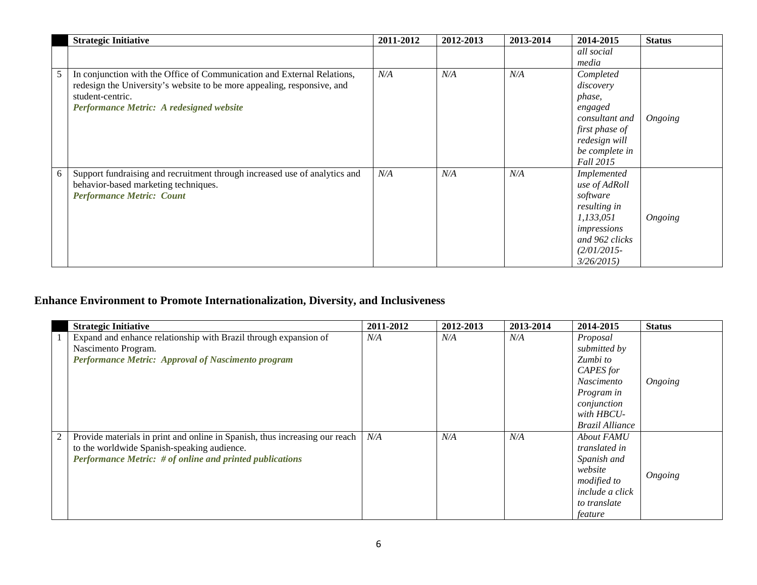| | Strategic Initiative | 2011-2012 | 2012-2013 | 2013-2014 | 2014-2015 | Status |
|---|---|---|---|---|---|---|
| | | | | | *all social media* | |
| 5 | In conjunction with the Office of Communication and External Relations, redesign the University's website to be more appealing, responsive, and student-centric. ***Performance Metric: A redesigned website*** | *N/A* | *N/A* | *N/A* | *Completed discovery phase, engaged consultant and first phase of redesign will be complete in Fall 2015* | *Ongoing* |
| 6 | Support fundraising and recruitment through increased use of analytics and behavior-based marketing techniques. ***Performance Metric: Count*** | *N/A* | *N/A* | *N/A* | *Implemented use of AdRoll software resulting in 1,133,051 impressions and 962 clicks (2/01/2015-3/26/2015)* | *Ongoing* |

## Enhance Environment to Promote Internationalization, Diversity, and Inclusiveness

| | Strategic Initiative | 2011-2012 | 2012-2013 | 2013-2014 | 2014-2015 | Status |
|---|---|---|---|---|---|---|
| 1 | Expand and enhance relationship with Brazil through expansion of Nascimento Program. ***Performance Metric: Approval of Nascimento program*** | *N/A* | *N/A* | *N/A* | *Proposal submitted by Zumbi to CAPES for Nascimento Program in conjunction with HBCU-Brazil Alliance* | *Ongoing* |
| 2 | Provide materials in print and online in Spanish, thus increasing our reach to the worldwide Spanish-speaking audience. ***Performance Metric: # of online and printed publications*** | *N/A* | *N/A* | *N/A* | *About FAMU translated in Spanish and website modified to include a click to translate feature* | *Ongoing* |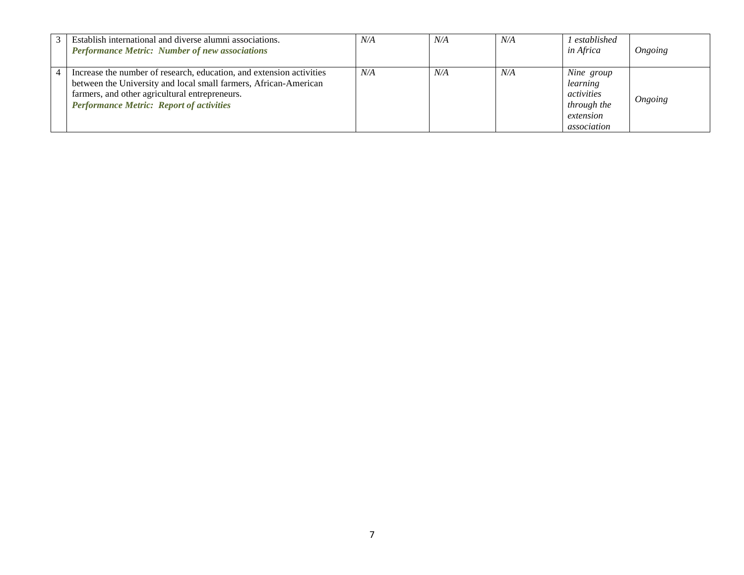| | | | | | | |
|---|---|---|---|---|---|---|
| 3 | Establish international and diverse alumni associations.<br>***Performance Metric: Number of new associations*** | *N/A* | *N/A* | *N/A* | *1 established in Africa* | *Ongoing* |
| 4 | Increase the number of research, education, and extension activities between the University and local small farmers, African-American farmers, and other agricultural entrepreneurs.<br>***Performance Metric: Report of activities*** | *N/A* | *N/A* | *N/A* | *Nine group learning activities through the extension association* | *Ongoing* |